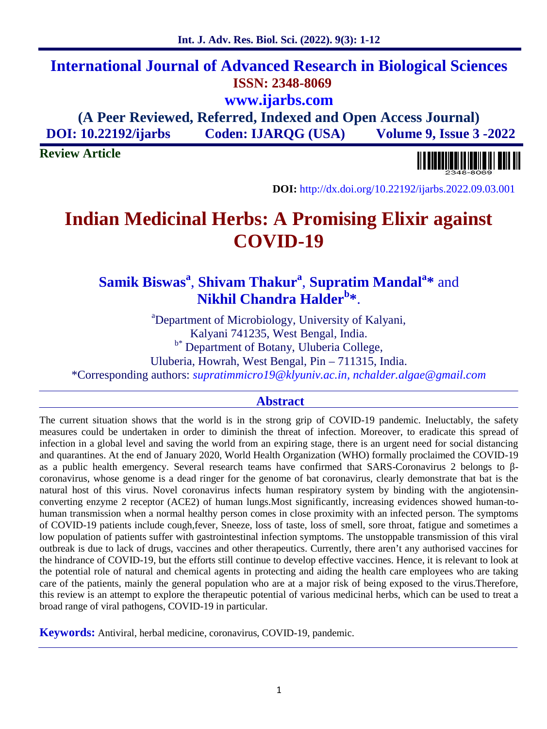# International Journal of Advanced Research in Biological Sciences

**ISSN: 2348-8069**

**www.ijarbs.com**

**(A Peer Reviewed, Referred, Indexed and Open Access Journal)**

**DOI: 10.22192/ijarbs    Coden: IJARQG (USA)    Volume 9, Issue 3 -2022**

**Review Article**

**DOI:** http://dx.doi.org/10.22192/ijarbs.2022.09.03.001

# Indian Medicinal Herbs: A Promising Elixir against COVID-19

**Samik Biswas[a], Shivam Thakur[a], Supratim Mandal[a]\*** and **Nikhil Chandra Halder[b]\***.

[a]Department of Microbiology, University of Kalyani, Kalyani 741235, West Bengal, India.

[b*] Department of Botany, Uluberia College, Uluberia, Howrah, West Bengal, Pin – 711315, India.

*Corresponding authors: *supratimmicro19@klyuniv.ac.in, nchalder.algae@gmail.com*

## Abstract

The current situation shows that the world is in the strong grip of COVID-19 pandemic. Ineluctably, the safety measures could be undertaken in order to diminish the threat of infection. Moreover, to eradicate this spread of infection in a global level and saving the world from an expiring stage, there is an urgent need for social distancing and quarantines. At the end of January 2020, World Health Organization (WHO) formally proclaimed the COVID-19 as a public health emergency. Several research teams have confirmed that SARS-Coronavirus 2 belongs to β-coronavirus, whose genome is a dead ringer for the genome of bat coronavirus, clearly demonstrate that bat is the natural host of this virus. Novel coronavirus infects human respiratory system by binding with the angiotensin-converting enzyme 2 receptor (ACE2) of human lungs.Most significantly, increasing evidences showed human-to-human transmission when a normal healthy person comes in close proximity with an infected person. The symptoms of COVID-19 patients include cough,fever, Sneeze, loss of taste, loss of smell, sore throat, fatigue and sometimes a low population of patients suffer with gastrointestinal infection symptoms. The unstoppable transmission of this viral outbreak is due to lack of drugs, vaccines and other therapeutics. Currently, there aren't any authorised vaccines for the hindrance of COVID-19, but the efforts still continue to develop effective vaccines. Hence, it is relevant to look at the potential role of natural and chemical agents in protecting and aiding the health care employees who are taking care of the patients, mainly the general population who are at a major risk of being exposed to the virus.Therefore, this review is an attempt to explore the therapeutic potential of various medicinal herbs, which can be used to treat a broad range of viral pathogens, COVID-19 in particular.

**Keywords:** Antiviral, herbal medicine, coronavirus, COVID-19, pandemic.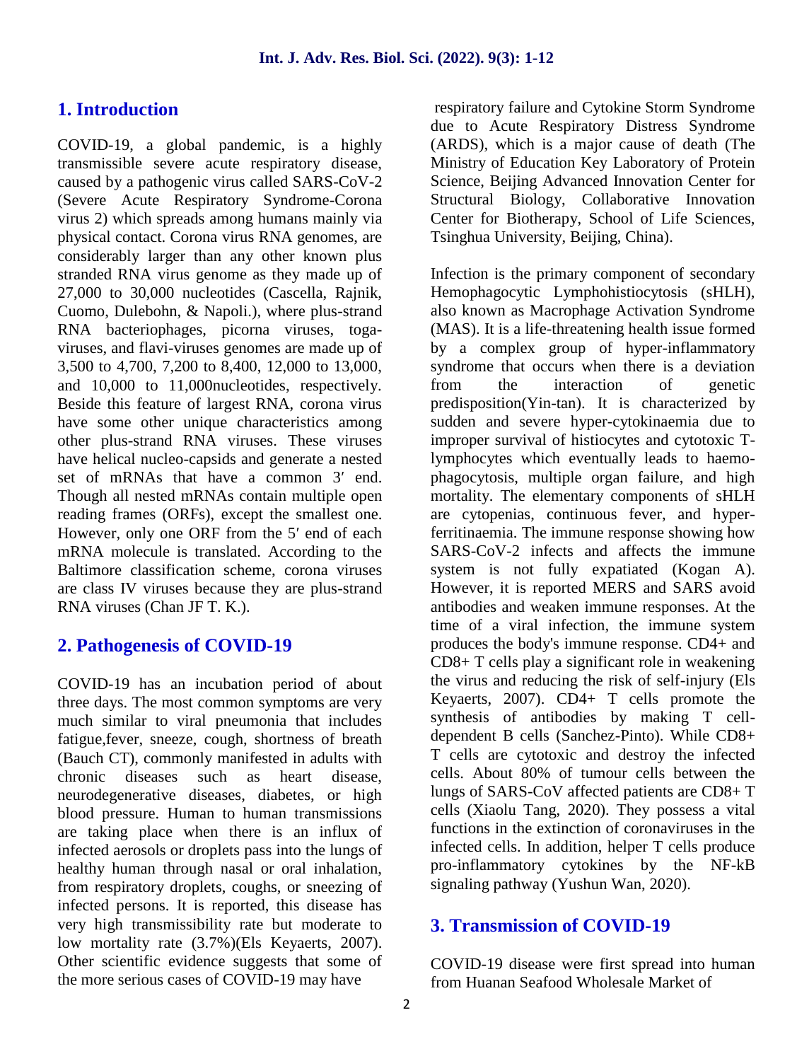## 1. Introduction

COVID-19, a global pandemic, is a highly transmissible severe acute respiratory disease, caused by a pathogenic virus called SARS-CoV-2 (Severe Acute Respiratory Syndrome-Corona virus 2) which spreads among humans mainly via physical contact. Corona virus RNA genomes, are considerably larger than any other known plus stranded RNA virus genome as they made up of 27,000 to 30,000 nucleotides (Cascella, Rajnik, Cuomo, Dulebohn, & Napoli.), where plus-strand RNA bacteriophages, picorna viruses, toga-viruses, and flavi-viruses genomes are made up of 3,500 to 4,700, 7,200 to 8,400, 12,000 to 13,000, and 10,000 to 11,000nucleotides, respectively. Beside this feature of largest RNA, corona virus have some other unique characteristics among other plus-strand RNA viruses. These viruses have helical nucleo-capsids and generate a nested set of mRNAs that have a common 3′ end. Though all nested mRNAs contain multiple open reading frames (ORFs), except the smallest one. However, only one ORF from the 5′ end of each mRNA molecule is translated. According to the Baltimore classification scheme, corona viruses are class IV viruses because they are plus-strand RNA viruses (Chan JF T. K.).

## 2. Pathogenesis of COVID-19

COVID-19 has an incubation period of about three days. The most common symptoms are very much similar to viral pneumonia that includes fatigue,fever, sneeze, cough, shortness of breath (Bauch CT), commonly manifested in adults with chronic diseases such as heart disease, neurodegenerative diseases, diabetes, or high blood pressure. Human to human transmissions are taking place when there is an influx of infected aerosols or droplets pass into the lungs of healthy human through nasal or oral inhalation, from respiratory droplets, coughs, or sneezing of infected persons. It is reported, this disease has very high transmissibility rate but moderate to low mortality rate (3.7%)(Els Keyaerts, 2007). Other scientific evidence suggests that some of the more serious cases of COVID-19 may have respiratory failure and Cytokine Storm Syndrome due to Acute Respiratory Distress Syndrome (ARDS), which is a major cause of death (The Ministry of Education Key Laboratory of Protein Science, Beijing Advanced Innovation Center for Structural Biology, Collaborative Innovation Center for Biotherapy, School of Life Sciences, Tsinghua University, Beijing, China).

Infection is the primary component of secondary Hemophagocytic Lymphohistiocytosis (sHLH), also known as Macrophage Activation Syndrome (MAS). It is a life-threatening health issue formed by a complex group of hyper-inflammatory syndrome that occurs when there is a deviation from the interaction of genetic predisposition(Yin-tan). It is characterized by sudden and severe hyper-cytokinaemia due to improper survival of histiocytes and cytotoxic T-lymphocytes which eventually leads to haemo-phagocytosis, multiple organ failure, and high mortality. The elementary components of sHLH are cytopenias, continuous fever, and hyper-ferritinaemia. The immune response showing how SARS-CoV-2 infects and affects the immune system is not fully expatiated (Kogan A). However, it is reported MERS and SARS avoid antibodies and weaken immune responses. At the time of a viral infection, the immune system produces the body's immune response. CD4+ and CD8+ T cells play a significant role in weakening the virus and reducing the risk of self-injury (Els Keyaerts, 2007). CD4+ T cells promote the synthesis of antibodies by making T cell-dependent B cells (Sanchez-Pinto). While CD8+ T cells are cytotoxic and destroy the infected cells. About 80% of tumour cells between the lungs of SARS-CoV affected patients are CD8+ T cells (Xiaolu Tang, 2020). They possess a vital functions in the extinction of coronaviruses in the infected cells. In addition, helper T cells produce pro-inflammatory cytokines by the NF-kB signaling pathway (Yushun Wan, 2020).

## 3. Transmission of COVID-19

COVID-19 disease were first spread into human from Huanan Seafood Wholesale Market of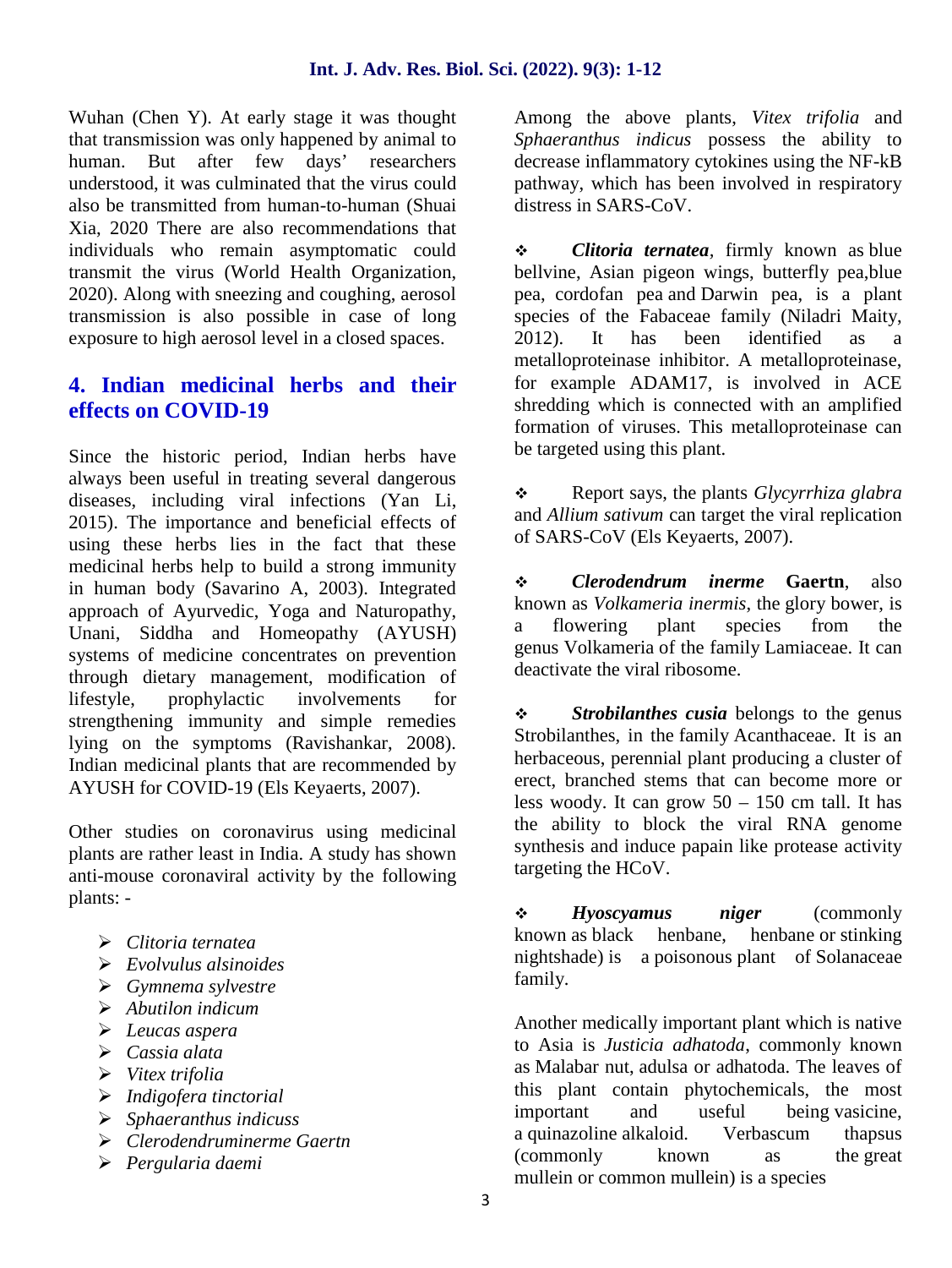Wuhan (Chen Y). At early stage it was thought that transmission was only happened by animal to human. But after few days' researchers understood, it was culminated that the virus could also be transmitted from human-to-human (Shuai Xia, 2020 There are also recommendations that individuals who remain asymptomatic could transmit the virus (World Health Organization, 2020). Along with sneezing and coughing, aerosol transmission is also possible in case of long exposure to high aerosol level in a closed spaces.

## 4. Indian medicinal herbs and their effects on COVID-19

Since the historic period, Indian herbs have always been useful in treating several dangerous diseases, including viral infections (Yan Li, 2015). The importance and beneficial effects of using these herbs lies in the fact that these medicinal herbs help to build a strong immunity in human body (Savarino A, 2003). Integrated approach of Ayurvedic, Yoga and Naturopathy, Unani, Siddha and Homeopathy (AYUSH) systems of medicine concentrates on prevention through dietary management, modification of lifestyle, prophylactic involvements for strengthening immunity and simple remedies lying on the symptoms (Ravishankar, 2008). Indian medicinal plants that are recommended by AYUSH for COVID-19 (Els Keyaerts, 2007).

Other studies on coronavirus using medicinal plants are rather least in India. A study has shown anti-mouse coronaviral activity by the following plants: -

- *Clitoria ternatea*
- *Evolvulus alsinoides*
- *Gymnema sylvestre*
- *Abutilon indicum*
- *Leucas aspera*
- *Cassia alata*
- *Vitex trifolia*
- *Indigofera tinctorial*
- *Sphaeranthus indicuss*
- *Clerodendruminerme Gaertn*
- *Pergularia daemi*

Among the above plants, *Vitex trifolia* and *Sphaeranthus indicus* possess the ability to decrease inflammatory cytokines using the NF-kB pathway, which has been involved in respiratory distress in SARS-CoV.

- ***Clitoria ternatea***, firmly known as blue bellvine, Asian pigeon wings, butterfly pea,blue pea, cordofan pea and Darwin pea, is a plant species of the Fabaceae family (Niladri Maity, 2012). It has been identified as a metalloproteinase inhibitor. A metalloproteinase, for example ADAM17, is involved in ACE shredding which is connected with an amplified formation of viruses. This metalloproteinase can be targeted using this plant.

- Report says, the plants *Glycyrrhiza glabra* and *Allium sativum* can target the viral replication of SARS-CoV (Els Keyaerts, 2007).

- ***Clerodendrum inerme* Gaertn**, also known as *Volkameria inermis*, the glory bower, is a flowering plant species from the genus Volkameria of the family Lamiaceae. It can deactivate the viral ribosome.

- ***Strobilanthes cusia*** belongs to the genus Strobilanthes, in the family Acanthaceae. It is an herbaceous, perennial plant producing a cluster of erect, branched stems that can become more or less woody. It can grow 50 – 150 cm tall. It has the ability to block the viral RNA genome synthesis and induce papain like protease activity targeting the HCoV.

- ***Hyoscyamus niger*** (commonly known as black henbane, henbane or stinking nightshade) is a poisonous plant of Solanaceae family.

Another medically important plant which is native to Asia is *Justicia adhatoda*, commonly known as Malabar nut, adulsa or adhatoda. The leaves of this plant contain phytochemicals, the most important and useful being vasicine, a quinazoline alkaloid. Verbascum thapsus (commonly known as the great mullein or common mullein) is a species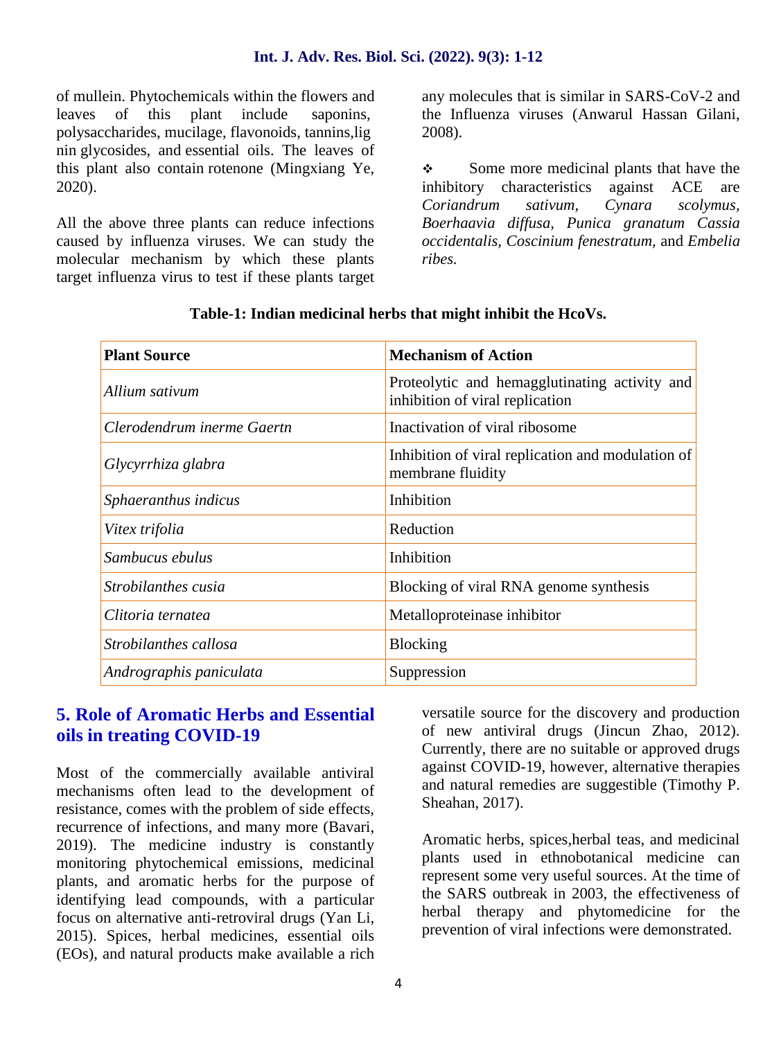of mullein. Phytochemicals within the flowers and leaves of this plant include saponins, polysaccharides, mucilage, flavonoids, tannins,lig nin glycosides, and essential oils. The leaves of this plant also contain rotenone (Mingxiang Ye, 2020).

All the above three plants can reduce infections caused by influenza viruses. We can study the molecular mechanism by which these plants target influenza virus to test if these plants target any molecules that is similar in SARS-CoV-2 and the Influenza viruses (Anwarul Hassan Gilani, 2008).

- Some more medicinal plants that have the inhibitory characteristics against ACE are *Coriandrum sativum, Cynara scolymus, Boerhaavia diffusa, Punica granatum Cassia occidentalis, Coscinium fenestratum,* and *Embelia ribes.*

**Table-1: Indian medicinal herbs that might inhibit the HcoVs.**

| **Plant Source** | **Mechanism of Action** |
|---|---|
| *Allium sativum* | Proteolytic and hemagglutinating activity and inhibition of viral replication |
| *Clerodendrum inerme Gaertn* | Inactivation of viral ribosome |
| *Glycyrrhiza glabra* | Inhibition of viral replication and modulation of membrane fluidity |
| *Sphaeranthus indicus* | Inhibition |
| *Vitex trifolia* | Reduction |
| *Sambucus ebulus* | Inhibition |
| *Strobilanthes cusia* | Blocking of viral RNA genome synthesis |
| *Clitoria ternatea* | Metalloproteinase inhibitor |
| *Strobilanthes callosa* | Blocking |
| *Andrographis paniculata* | Suppression |

## 5. Role of Aromatic Herbs and Essential oils in treating COVID-19

Most of the commercially available antiviral mechanisms often lead to the development of resistance, comes with the problem of side effects, recurrence of infections, and many more (Bavari, 2019). The medicine industry is constantly monitoring phytochemical emissions, medicinal plants, and aromatic herbs for the purpose of identifying lead compounds, with a particular focus on alternative anti-retroviral drugs (Yan Li, 2015). Spices, herbal medicines, essential oils (EOs), and natural products make available a rich versatile source for the discovery and production of new antiviral drugs (Jincun Zhao, 2012). Currently, there are no suitable or approved drugs against COVID-19, however, alternative therapies and natural remedies are suggestible (Timothy P. Sheahan, 2017).

Aromatic herbs, spices,herbal teas, and medicinal plants used in ethnobotanical medicine can represent some very useful sources. At the time of the SARS outbreak in 2003, the effectiveness of herbal therapy and phytomedicine for the prevention of viral infections were demonstrated.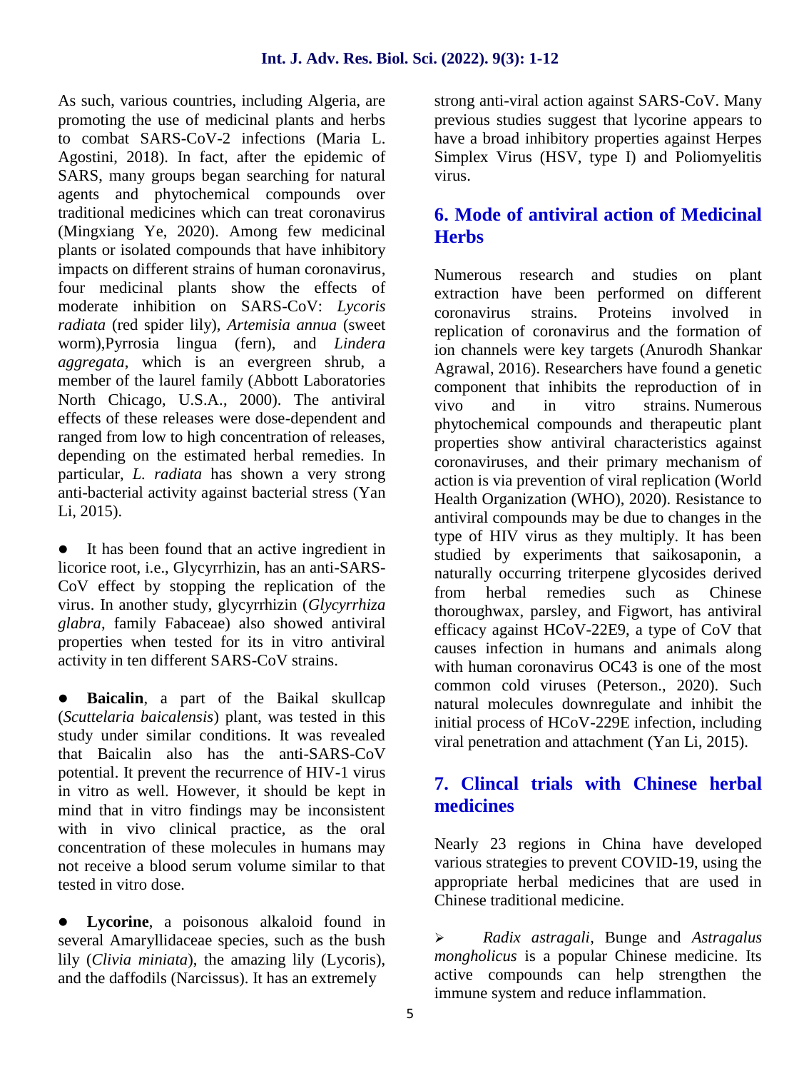As such, various countries, including Algeria, are promoting the use of medicinal plants and herbs to combat SARS-CoV-2 infections (Maria L. Agostini, 2018). In fact, after the epidemic of SARS, many groups began searching for natural agents and phytochemical compounds over traditional medicines which can treat coronavirus (Mingxiang Ye, 2020). Among few medicinal plants or isolated compounds that have inhibitory impacts on different strains of human coronavirus, four medicinal plants show the effects of moderate inhibition on SARS-CoV: *Lycoris radiata* (red spider lily), *Artemisia annua* (sweet worm),Pyrrosia lingua (fern), and *Lindera aggregata*, which is an evergreen shrub, a member of the laurel family (Abbott Laboratories North Chicago, U.S.A., 2000). The antiviral effects of these releases were dose-dependent and ranged from low to high concentration of releases, depending on the estimated herbal remedies. In particular, *L. radiata* has shown a very strong anti-bacterial activity against bacterial stress (Yan Li, 2015).

- It has been found that an active ingredient in licorice root, i.e., Glycyrrhizin, has an anti-SARS-CoV effect by stopping the replication of the virus. In another study, glycyrrhizin (*Glycyrrhiza glabra*, family Fabaceae) also showed antiviral properties when tested for its in vitro antiviral activity in ten different SARS-CoV strains.

- **Baicalin**, a part of the Baikal skullcap (*Scuttelaria baicalensis*) plant, was tested in this study under similar conditions. It was revealed that Baicalin also has the anti-SARS-CoV potential. It prevent the recurrence of HIV-1 virus in vitro as well. However, it should be kept in mind that in vitro findings may be inconsistent with in vivo clinical practice, as the oral concentration of these molecules in humans may not receive a blood serum volume similar to that tested in vitro dose.

- **Lycorine**, a poisonous alkaloid found in several Amaryllidaceae species, such as the bush lily (*Clivia miniata*), the amazing lily (Lycoris), and the daffodils (Narcissus). It has an extremely strong anti-viral action against SARS-CoV. Many previous studies suggest that lycorine appears to have a broad inhibitory properties against Herpes Simplex Virus (HSV, type I) and Poliomyelitis virus.

## 6. Mode of antiviral action of Medicinal Herbs

Numerous research and studies on plant extraction have been performed on different coronavirus strains. Proteins involved in replication of coronavirus and the formation of ion channels were key targets (Anurodh Shankar Agrawal, 2016). Researchers have found a genetic component that inhibits the reproduction of in vivo and in vitro strains. Numerous phytochemical compounds and therapeutic plant properties show antiviral characteristics against coronaviruses, and their primary mechanism of action is via prevention of viral replication (World Health Organization (WHO), 2020). Resistance to antiviral compounds may be due to changes in the type of HIV virus as they multiply. It has been studied by experiments that saikosaponin, a naturally occurring triterpene glycosides derived from herbal remedies such as Chinese thoroughwax, parsley, and Figwort, has antiviral efficacy against HCoV-22E9, a type of CoV that causes infection in humans and animals along with human coronavirus OC43 is one of the most common cold viruses (Peterson., 2020). Such natural molecules downregulate and inhibit the initial process of HCoV-229E infection, including viral penetration and attachment (Yan Li, 2015).

## 7. Clincal trials with Chinese herbal medicines

Nearly 23 regions in China have developed various strategies to prevent COVID-19, using the appropriate herbal medicines that are used in Chinese traditional medicine.

- *Radix astragali*, Bunge and *Astragalus mongholicus* is a popular Chinese medicine. Its active compounds can help strengthen the immune system and reduce inflammation.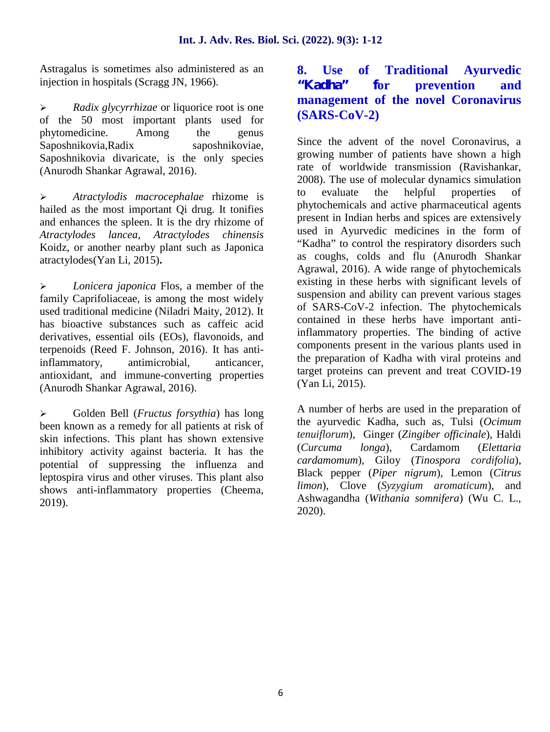Astragalus is sometimes also administered as an injection in hospitals (Scragg JN, 1966).

- *Radix glycyrrhizae* or liquorice root is one of the 50 most important plants used for phytomedicine. Among the genus Saposhnikovia,Radix saposhnikoviae, Saposhnikovia divaricate, is the only species (Anurodh Shankar Agrawal, 2016).

- *Atractylodis macrocephalae* rhizome is hailed as the most important Qi drug. It tonifies and enhances the spleen. It is the dry rhizome of *Atractylodes lancea*, *Atractylodes chinensis* Koidz, or another nearby plant such as Japonica atractylodes(Yan Li, 2015).

- *Lonicera japonica* Flos, a member of the family Caprifoliaceae, is among the most widely used traditional medicine (Niladri Maity, 2012). It has bioactive substances such as caffeic acid derivatives, essential oils (EOs), flavonoids, and terpenoids (Reed F. Johnson, 2016). It has anti-inflammatory, antimicrobial, anticancer, antioxidant, and immune-converting properties (Anurodh Shankar Agrawal, 2016).

- Golden Bell (*Fructus forsythia*) has long been known as a remedy for all patients at risk of skin infections. This plant has shown extensive inhibitory activity against bacteria. It has the potential of suppressing the influenza and leptospira virus and other viruses. This plant also shows anti-inflammatory properties (Cheema, 2019).

## 8. Use of Traditional Ayurvedic "Kadha" for prevention and management of the novel Coronavirus (SARS-CoV-2)

Since the advent of the novel Coronavirus, a growing number of patients have shown a high rate of worldwide transmission (Ravishankar, 2008). The use of molecular dynamics simulation to evaluate the helpful properties of phytochemicals and active pharmaceutical agents present in Indian herbs and spices are extensively used in Ayurvedic medicines in the form of "Kadha" to control the respiratory disorders such as coughs, colds and flu (Anurodh Shankar Agrawal, 2016). A wide range of phytochemicals existing in these herbs with significant levels of suspension and ability can prevent various stages of SARS-CoV-2 infection. The phytochemicals contained in these herbs have important anti-inflammatory properties. The binding of active components present in the various plants used in the preparation of Kadha with viral proteins and target proteins can prevent and treat COVID-19 (Yan Li, 2015).

A number of herbs are used in the preparation of the ayurvedic Kadha, such as, Tulsi (*Ocimum tenuiflorum*), Ginger (*Zingiber officinale*), Haldi (*Curcuma longa*), Cardamom (*Elettaria cardamomum*), Giloy (*Tinospora cordifolia*), Black pepper (*Piper nigrum*), Lemon (*Citrus limon*), Clove (*Syzygium aromaticum*), and Ashwagandha (*Withania somnifera*) (Wu C. L., 2020).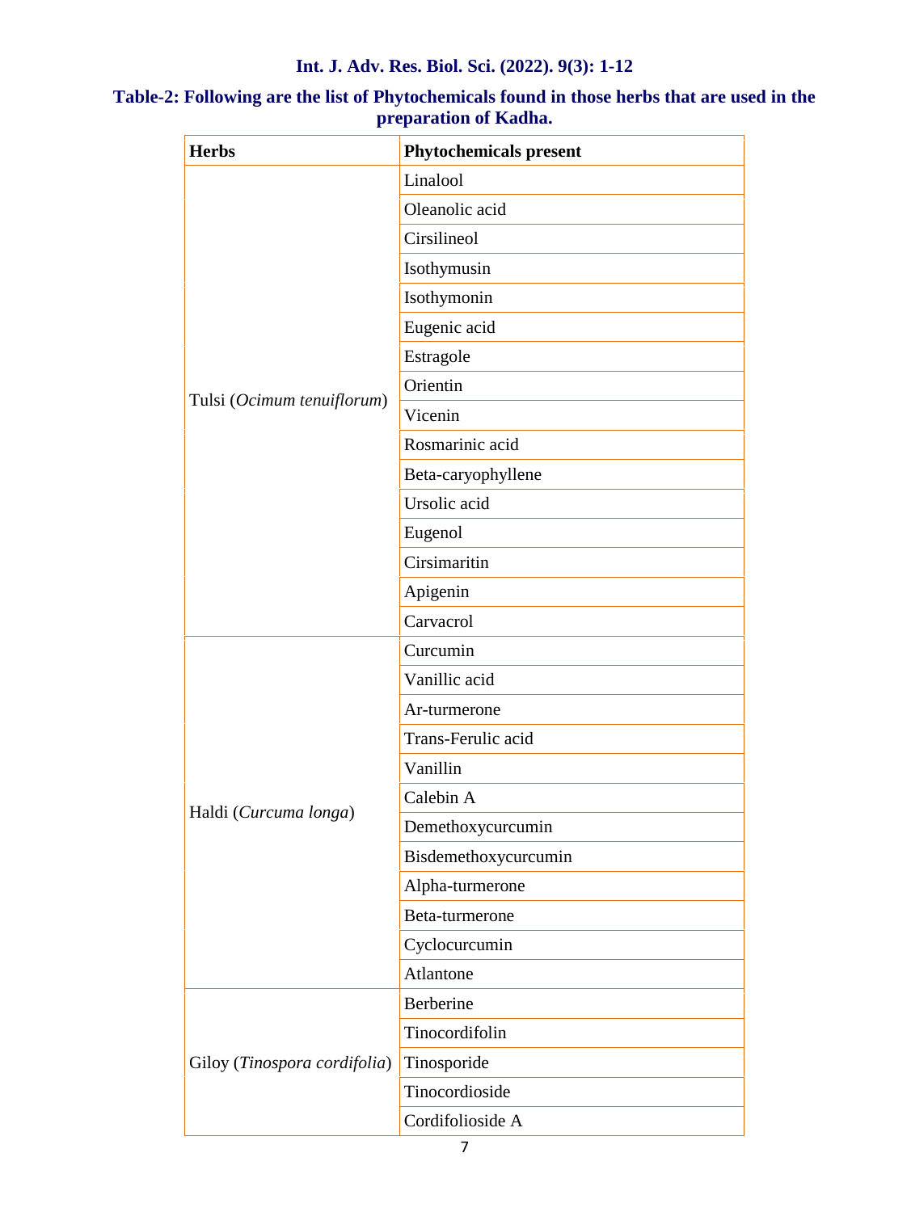**Table-2: Following are the list of Phytochemicals found in those herbs that are used in the preparation of Kadha.**

| Herbs | Phytochemicals present |
|---|---|
| Tulsi (*Ocimum tenuiflorum*) | Linalool |
| | Oleanolic acid |
| | Cirsilineol |
| | Isothymusin |
| | Isothymonin |
| | Eugenic acid |
| | Estragole |
| | Orientin |
| | Vicenin |
| | Rosmarinic acid |
| | Beta-caryophyllene |
| | Ursolic acid |
| | Eugenol |
| | Cirsimaritin |
| | Apigenin |
| | Carvacrol |
| Haldi (*Curcuma longa*) | Curcumin |
| | Vanillic acid |
| | Ar-turmerone |
| | Trans-Ferulic acid |
| | Vanillin |
| | Calebin A |
| | Demethoxycurcumin |
| | Bisdemethoxycurcumin |
| | Alpha-turmerone |
| | Beta-turmerone |
| | Cyclocurcumin |
| | Atlantone |
| Giloy (*Tinospora cordifolia*) | Berberine |
| | Tinocordifolin |
| | Tinosporide |
| | Tinocordioside |
| | Cordifolioside A |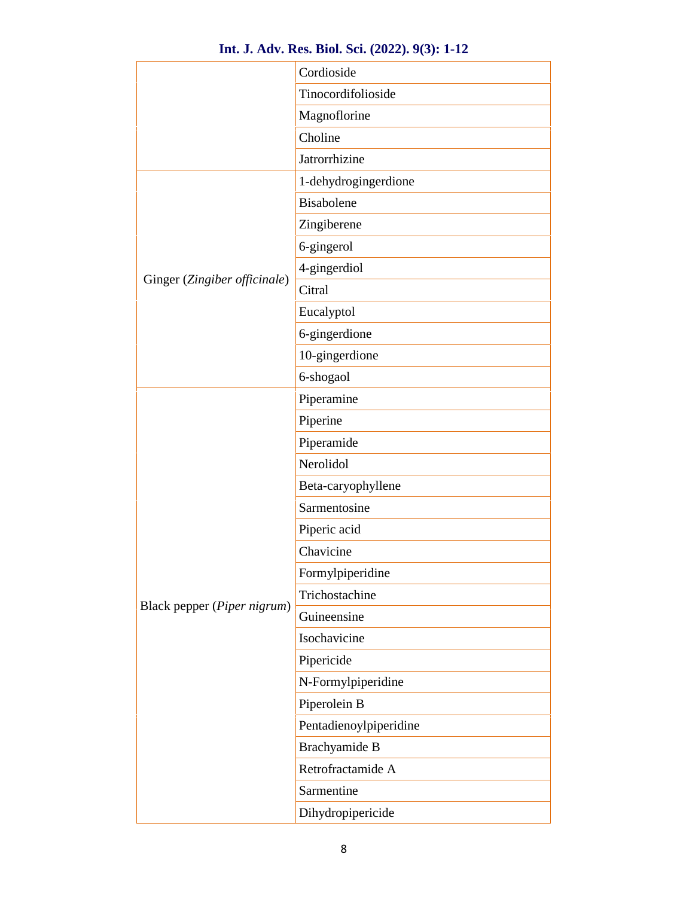| | |
|---|---|
| | Cordioside |
| | Tinocordifolioside |
| | Magnoflorine |
| | Choline |
| | Jatrorrhizine |
| Ginger (*Zingiber officinale*) | 1-dehydrogingerdione |
| | Bisabolene |
| | Zingiberene |
| | 6-gingerol |
| | 4-gingerdiol |
| | Citral |
| | Eucalyptol |
| | 6-gingerdione |
| | 10-gingerdione |
| | 6-shogaol |
| Black pepper (*Piper nigrum*) | Piperamine |
| | Piperine |
| | Piperamide |
| | Nerolidol |
| | Beta-caryophyllene |
| | Sarmentosine |
| | Piperic acid |
| | Chavicine |
| | Formylpiperidine |
| | Trichostachine |
| | Guineensine |
| | Isochavicine |
| | Pipericide |
| | N-Formylpiperidine |
| | Piperolein B |
| | Pentadienoylpiperidine |
| | Brachyamide B |
| | Retrofractamide A |
| | Sarmentine |
| | Dihydropipericide |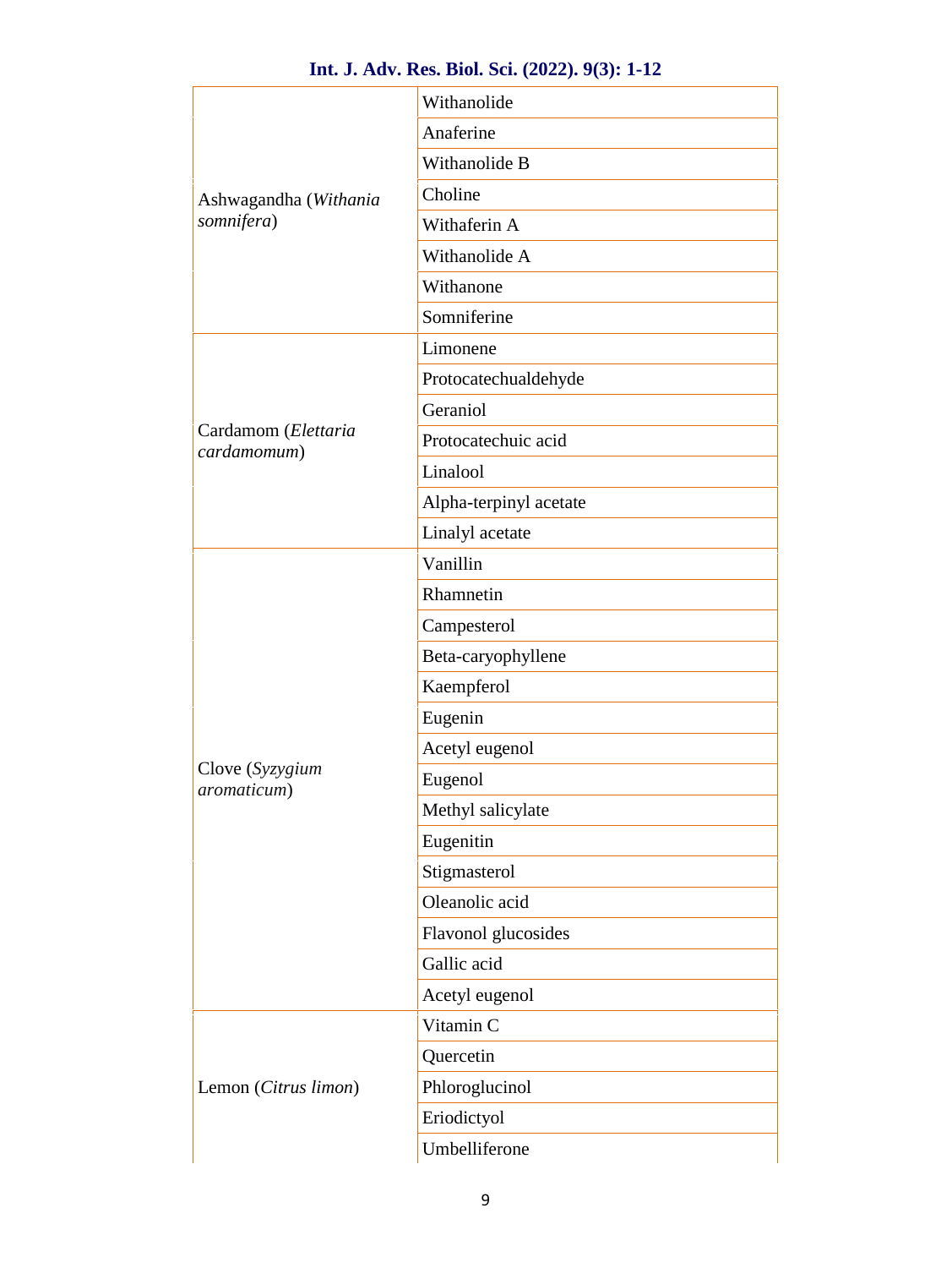| | |
|---|---|
| Ashwagandha (*Withania somnifera*) | Withanolide |
| | Anaferine |
| | Withanolide B |
| | Choline |
| | Withaferin A |
| | Withanolide A |
| | Withanone |
| | Somniferine |
| Cardamom (*Elettaria cardamomum*) | Limonene |
| | Protocatechualdehyde |
| | Geraniol |
| | Protocatechuic acid |
| | Linalool |
| | Alpha-terpinyl acetate |
| | Linalyl acetate |
| Clove (*Syzygium aromaticum*) | Vanillin |
| | Rhamnetin |
| | Campesterol |
| | Beta-caryophyllene |
| | Kaempferol |
| | Eugenin |
| | Acetyl eugenol |
| | Eugenol |
| | Methyl salicylate |
| | Eugenitin |
| | Stigmasterol |
| | Oleanolic acid |
| | Flavonol glucosides |
| | Gallic acid |
| | Acetyl eugenol |
| Lemon (*Citrus limon*) | Vitamin C |
| | Quercetin |
| | Phloroglucinol |
| | Eriodictyol |
| | Umbelliferone |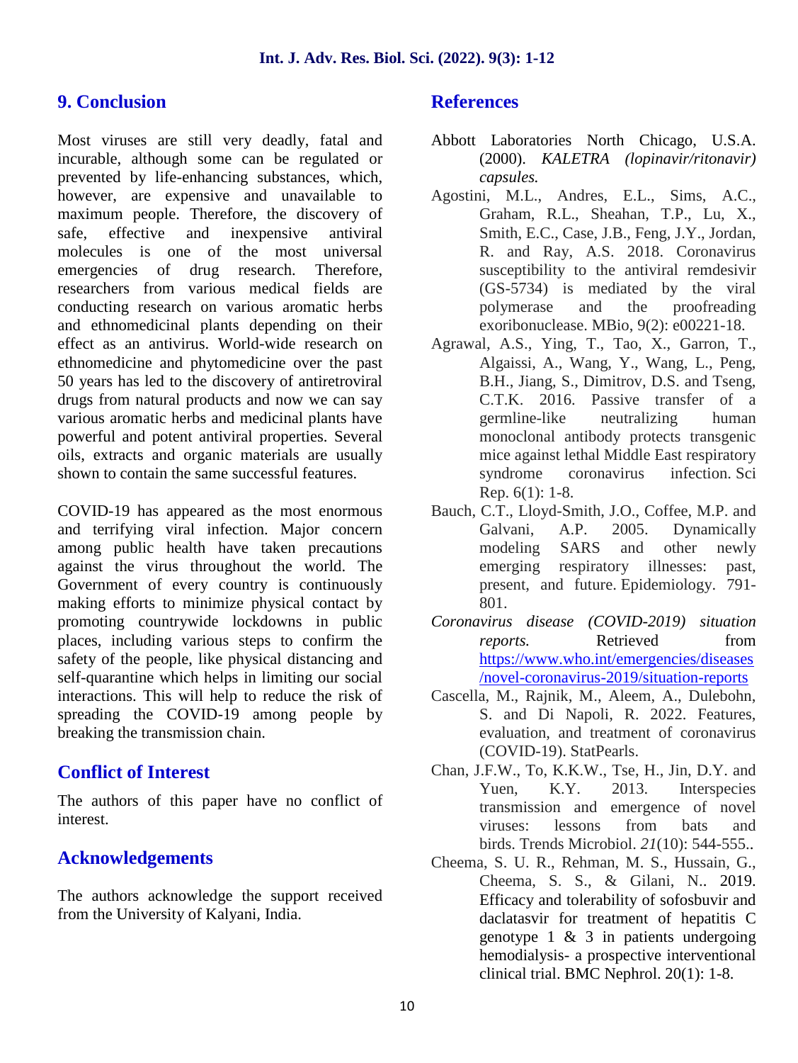## 9. Conclusion

Most viruses are still very deadly, fatal and incurable, although some can be regulated or prevented by life-enhancing substances, which, however, are expensive and unavailable to maximum people. Therefore, the discovery of safe, effective and inexpensive antiviral molecules is one of the most universal emergencies of drug research. Therefore, researchers from various medical fields are conducting research on various aromatic herbs and ethnomedicinal plants depending on their effect as an antivirus. World-wide research on ethnomedicine and phytomedicine over the past 50 years has led to the discovery of antiretroviral drugs from natural products and now we can say various aromatic herbs and medicinal plants have powerful and potent antiviral properties. Several oils, extracts and organic materials are usually shown to contain the same successful features.

COVID-19 has appeared as the most enormous and terrifying viral infection. Major concern among public health have taken precautions against the virus throughout the world. The Government of every country is continuously making efforts to minimize physical contact by promoting countrywide lockdowns in public places, including various steps to confirm the safety of the people, like physical distancing and self-quarantine which helps in limiting our social interactions. This will help to reduce the risk of spreading the COVID-19 among people by breaking the transmission chain.

## Conflict of Interest

The authors of this paper have no conflict of interest.

## Acknowledgements

The authors acknowledge the support received from the University of Kalyani, India.

## References

Abbott Laboratories North Chicago, U.S.A. (2000). *KALETRA (lopinavir/ritonavir) capsules.*

Agostini, M.L., Andres, E.L., Sims, A.C., Graham, R.L., Sheahan, T.P., Lu, X., Smith, E.C., Case, J.B., Feng, J.Y., Jordan, R. and Ray, A.S. 2018. Coronavirus susceptibility to the antiviral remdesivir (GS-5734) is mediated by the viral polymerase and the proofreading exoribonuclease. MBio, 9(2): e00221-18.

Agrawal, A.S., Ying, T., Tao, X., Garron, T., Algaissi, A., Wang, Y., Wang, L., Peng, B.H., Jiang, S., Dimitrov, D.S. and Tseng, C.T.K. 2016. Passive transfer of a germline-like neutralizing human monoclonal antibody protects transgenic mice against lethal Middle East respiratory syndrome coronavirus infection. Sci Rep. 6(1): 1-8.

Bauch, C.T., Lloyd-Smith, J.O., Coffee, M.P. and Galvani, A.P. 2005. Dynamically modeling SARS and other newly emerging respiratory illnesses: past, present, and future. Epidemiology. 791-801.

*Coronavirus disease (COVID-2019) situation reports.* Retrieved from https://www.who.int/emergencies/diseases/novel-coronavirus-2019/situation-reports

Cascella, M., Rajnik, M., Aleem, A., Dulebohn, S. and Di Napoli, R. 2022. Features, evaluation, and treatment of coronavirus (COVID-19). StatPearls.

Chan, J.F.W., To, K.K.W., Tse, H., Jin, D.Y. and Yuen, K.Y. 2013. Interspecies transmission and emergence of novel viruses: lessons from bats and birds. Trends Microbiol. *21*(10): 544-555..

Cheema, S. U. R., Rehman, M. S., Hussain, G., Cheema, S. S., & Gilani, N.. 2019. Efficacy and tolerability of sofosbuvir and daclatasvir for treatment of hepatitis C genotype 1 & 3 in patients undergoing hemodialysis- a prospective interventional clinical trial. BMC Nephrol. 20(1): 1-8.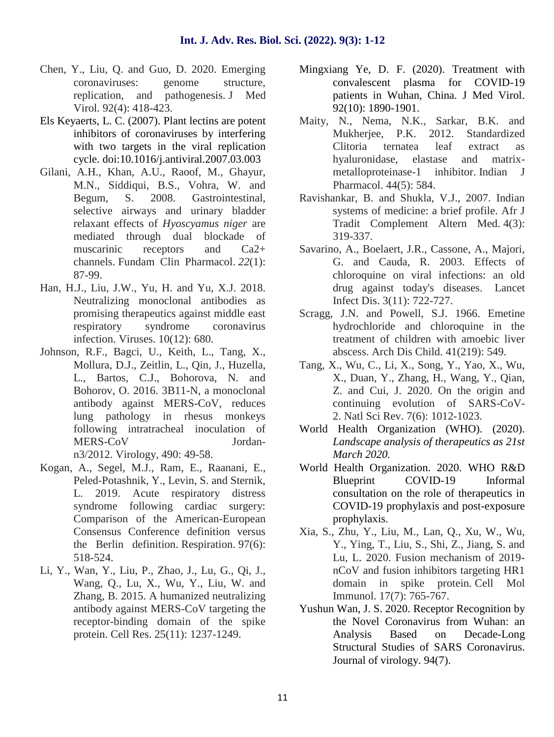Chen, Y., Liu, Q. and Guo, D. 2020. Emerging coronaviruses: genome structure, replication, and pathogenesis. J Med Virol. 92(4): 418-423.

Els Keyaerts, L. C. (2007). Plant lectins are potent inhibitors of coronaviruses by interfering with two targets in the viral replication cycle. doi:10.1016/j.antiviral.2007.03.003

Gilani, A.H., Khan, A.U., Raoof, M., Ghayur, M.N., Siddiqui, B.S., Vohra, W. and Begum, S. 2008. Gastrointestinal, selective airways and urinary bladder relaxant effects of *Hyoscyamus niger* are mediated through dual blockade of muscarinic receptors and Ca2+ channels. Fundam Clin Pharmacol. *22*(1): 87-99.

Han, H.J., Liu, J.W., Yu, H. and Yu, X.J. 2018. Neutralizing monoclonal antibodies as promising therapeutics against middle east respiratory syndrome coronavirus infection. Viruses. 10(12): 680.

Johnson, R.F., Bagci, U., Keith, L., Tang, X., Mollura, D.J., Zeitlin, L., Qin, J., Huzella, L., Bartos, C.J., Bohorova, N. and Bohorov, O. 2016. 3B11-N, a monoclonal antibody against MERS-CoV, reduces lung pathology in rhesus monkeys following intratracheal inoculation of MERS-CoV Jordan-n3/2012. Virology, 490: 49-58.

Kogan, A., Segel, M.J., Ram, E., Raanani, E., Peled-Potashnik, Y., Levin, S. and Sternik, L. 2019. Acute respiratory distress syndrome following cardiac surgery: Comparison of the American-European Consensus Conference definition versus the Berlin definition. Respiration. 97(6): 518-524.

Li, Y., Wan, Y., Liu, P., Zhao, J., Lu, G., Qi, J., Wang, Q., Lu, X., Wu, Y., Liu, W. and Zhang, B. 2015. A humanized neutralizing antibody against MERS-CoV targeting the receptor-binding domain of the spike protein. Cell Res. 25(11): 1237-1249.

Mingxiang Ye, D. F. (2020). Treatment with convalescent plasma for COVID-19 patients in Wuhan, China. J Med Virol. 92(10): 1890-1901.

Maity, N., Nema, N.K., Sarkar, B.K. and Mukherjee, P.K. 2012. Standardized Clitoria ternatea leaf extract as hyaluronidase, elastase and matrix-metalloproteinase-1 inhibitor. Indian J Pharmacol. 44(5): 584.

Ravishankar, B. and Shukla, V.J., 2007. Indian systems of medicine: a brief profile. Afr J Tradit Complement Altern Med. 4(3): 319-337.

Savarino, A., Boelaert, J.R., Cassone, A., Majori, G. and Cauda, R. 2003. Effects of chloroquine on viral infections: an old drug against today's diseases. Lancet Infect Dis. 3(11): 722-727.

Scragg, J.N. and Powell, S.J. 1966. Emetine hydrochloride and chloroquine in the treatment of children with amoebic liver abscess. Arch Dis Child. 41(219): 549.

Tang, X., Wu, C., Li, X., Song, Y., Yao, X., Wu, X., Duan, Y., Zhang, H., Wang, Y., Qian, Z. and Cui, J. 2020. On the origin and continuing evolution of SARS-CoV-2. Natl Sci Rev. 7(6): 1012-1023.

World Health Organization (WHO). (2020). *Landscape analysis of therapeutics as 21st March 2020.*

World Health Organization. 2020. WHO R&D Blueprint COVID-19 Informal consultation on the role of therapeutics in COVID-19 prophylaxis and post-exposure prophylaxis.

Xia, S., Zhu, Y., Liu, M., Lan, Q., Xu, W., Wu, Y., Ying, T., Liu, S., Shi, Z., Jiang, S. and Lu, L. 2020. Fusion mechanism of 2019-nCoV and fusion inhibitors targeting HR1 domain in spike protein. Cell Mol Immunol. 17(7): 765-767.

Yushun Wan, J. S. 2020. Receptor Recognition by the Novel Coronavirus from Wuhan: an Analysis Based on Decade-Long Structural Studies of SARS Coronavirus. Journal of virology. 94(7).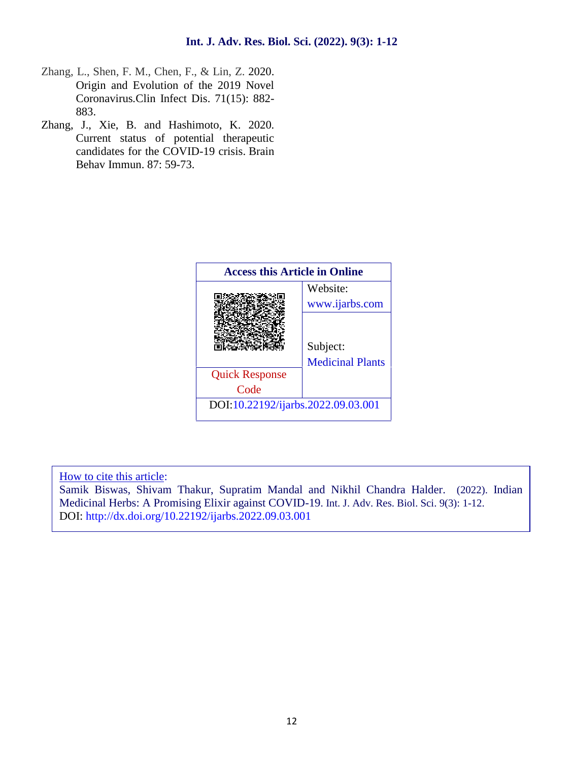Zhang, L., Shen, F. M., Chen, F., & Lin, Z. 2020. Origin and Evolution of the 2019 Novel Coronavirus.Clin Infect Dis. 71(15): 882-883.

Zhang, J., Xie, B. and Hashimoto, K. 2020. Current status of potential therapeutic candidates for the COVID-19 crisis. Brain Behav Immun. 87: 59-73.

| **Access this Article in Online** | |
|---|---|
| | Website: www.ijarbs.com |
| Quick Response Code | Subject: Medicinal Plants |
| DOI:10.22192/ijarbs.2022.09.03.001 | |

How to cite this article:
Samik Biswas, Shivam Thakur, Supratim Mandal and Nikhil Chandra Halder. (2022). Indian Medicinal Herbs: A Promising Elixir against COVID-19. Int. J. Adv. Res. Biol. Sci. 9(3): 1-12.
DOI: http://dx.doi.org/10.22192/ijarbs.2022.09.03.001